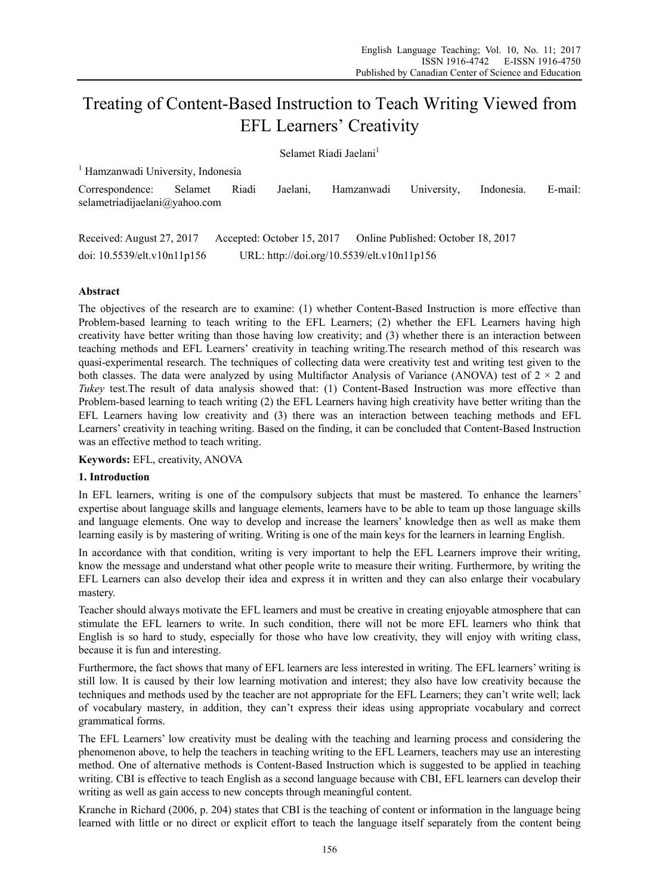# Treating of Content-Based Instruction to Teach Writing Viewed from EFL Learners' Creativity

Selamet Riadi Jaelani[1]

[1] Hamzanwadi University, Indonesia

Correspondence: Selamet Riadi Jaelani, Hamzanwadi University, Indonesia. E-mail: selametriadijaelani@yahoo.com

Received: August 27, 2017 Accepted: October 15, 2017 Online Published: October 18, 2017

doi: 10.5539/elt.v10n11p156 URL: http://doi.org/10.5539/elt.v10n11p156

**Abstract**

The objectives of the research are to examine: (1) whether Content-Based Instruction is more effective than Problem-based learning to teach writing to the EFL Learners; (2) whether the EFL Learners having high creativity have better writing than those having low creativity; and (3) whether there is an interaction between teaching methods and EFL Learners' creativity in teaching writing.The research method of this research was quasi-experimental research. The techniques of collecting data were creativity test and writing test given to the both classes. The data were analyzed by using Multifactor Analysis of Variance (ANOVA) test of $2 \times 2$ and *Tukey* test.The result of data analysis showed that: (1) Content-Based Instruction was more effective than Problem-based learning to teach writing (2) the EFL Learners having high creativity have better writing than the EFL Learners having low creativity and (3) there was an interaction between teaching methods and EFL Learners' creativity in teaching writing. Based on the finding, it can be concluded that Content-Based Instruction was an effective method to teach writing.

**Keywords:** EFL, creativity, ANOVA

## 1. Introduction

In EFL learners, writing is one of the compulsory subjects that must be mastered. To enhance the learners' expertise about language skills and language elements, learners have to be able to team up those language skills and language elements. One way to develop and increase the learners' knowledge then as well as make them learning easily is by mastering of writing. Writing is one of the main keys for the learners in learning English.

In accordance with that condition, writing is very important to help the EFL Learners improve their writing, know the message and understand what other people write to measure their writing. Furthermore, by writing the EFL Learners can also develop their idea and express it in written and they can also enlarge their vocabulary mastery.

Teacher should always motivate the EFL learners and must be creative in creating enjoyable atmosphere that can stimulate the EFL learners to write. In such condition, there will not be more EFL learners who think that English is so hard to study, especially for those who have low creativity, they will enjoy with writing class, because it is fun and interesting.

Furthermore, the fact shows that many of EFL learners are less interested in writing. The EFL learners' writing is still low. It is caused by their low learning motivation and interest; they also have low creativity because the techniques and methods used by the teacher are not appropriate for the EFL Learners; they can't write well; lack of vocabulary mastery, in addition, they can't express their ideas using appropriate vocabulary and correct grammatical forms.

The EFL Learners' low creativity must be dealing with the teaching and learning process and considering the phenomenon above, to help the teachers in teaching writing to the EFL Learners, teachers may use an interesting method. One of alternative methods is Content-Based Instruction which is suggested to be applied in teaching writing. CBI is effective to teach English as a second language because with CBI, EFL learners can develop their writing as well as gain access to new concepts through meaningful content.

Kranche in Richard (2006, p. 204) states that CBI is the teaching of content or information in the language being learned with little or no direct or explicit effort to teach the language itself separately from the content being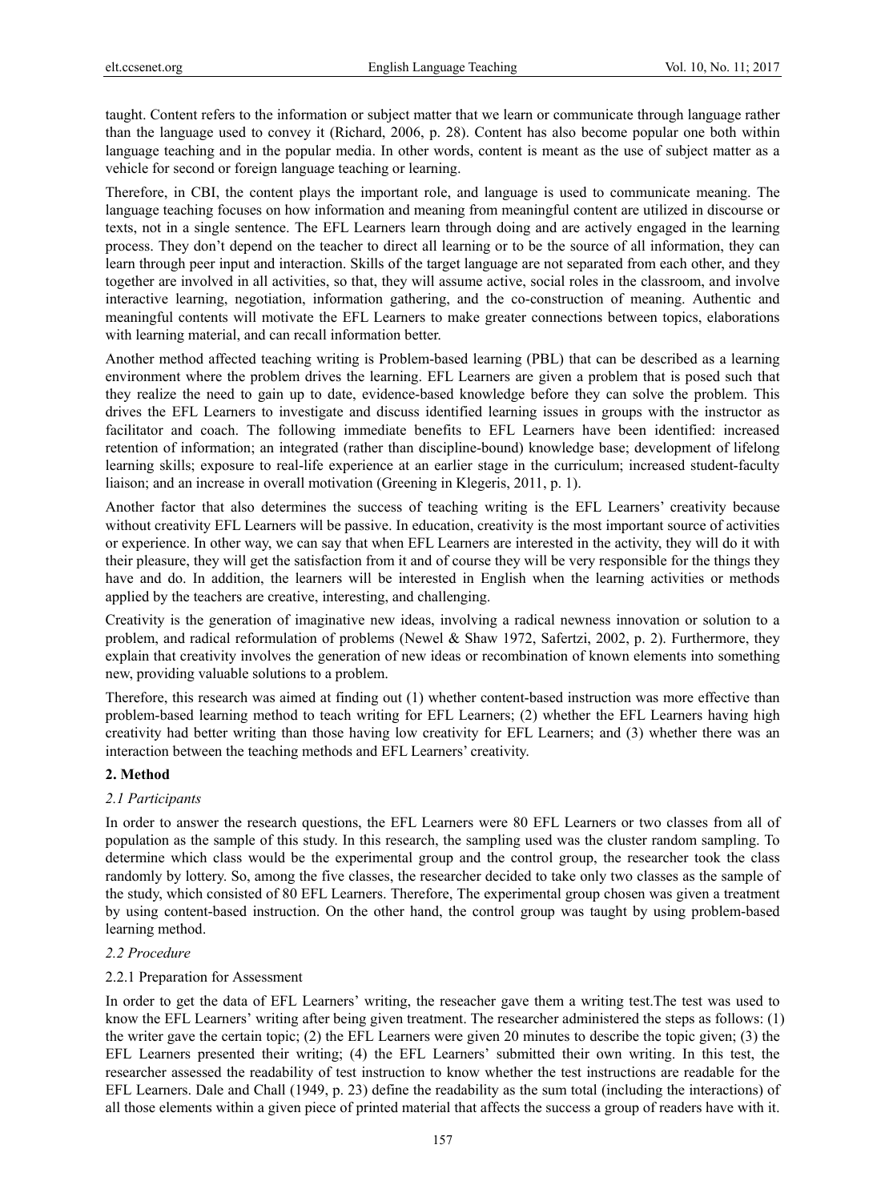taught. Content refers to the information or subject matter that we learn or communicate through language rather than the language used to convey it (Richard, 2006, p. 28). Content has also become popular one both within language teaching and in the popular media. In other words, content is meant as the use of subject matter as a vehicle for second or foreign language teaching or learning.

Therefore, in CBI, the content plays the important role, and language is used to communicate meaning. The language teaching focuses on how information and meaning from meaningful content are utilized in discourse or texts, not in a single sentence. The EFL Learners learn through doing and are actively engaged in the learning process. They don't depend on the teacher to direct all learning or to be the source of all information, they can learn through peer input and interaction. Skills of the target language are not separated from each other, and they together are involved in all activities, so that, they will assume active, social roles in the classroom, and involve interactive learning, negotiation, information gathering, and the co-construction of meaning. Authentic and meaningful contents will motivate the EFL Learners to make greater connections between topics, elaborations with learning material, and can recall information better.

Another method affected teaching writing is Problem-based learning (PBL) that can be described as a learning environment where the problem drives the learning. EFL Learners are given a problem that is posed such that they realize the need to gain up to date, evidence-based knowledge before they can solve the problem. This drives the EFL Learners to investigate and discuss identified learning issues in groups with the instructor as facilitator and coach. The following immediate benefits to EFL Learners have been identified: increased retention of information; an integrated (rather than discipline-bound) knowledge base; development of lifelong learning skills; exposure to real-life experience at an earlier stage in the curriculum; increased student-faculty liaison; and an increase in overall motivation (Greening in Klegeris, 2011, p. 1).

Another factor that also determines the success of teaching writing is the EFL Learners' creativity because without creativity EFL Learners will be passive. In education, creativity is the most important source of activities or experience. In other way, we can say that when EFL Learners are interested in the activity, they will do it with their pleasure, they will get the satisfaction from it and of course they will be very responsible for the things they have and do. In addition, the learners will be interested in English when the learning activities or methods applied by the teachers are creative, interesting, and challenging.

Creativity is the generation of imaginative new ideas, involving a radical newness innovation or solution to a problem, and radical reformulation of problems (Newel & Shaw 1972, Safertzi, 2002, p. 2). Furthermore, they explain that creativity involves the generation of new ideas or recombination of known elements into something new, providing valuable solutions to a problem.

Therefore, this research was aimed at finding out (1) whether content-based instruction was more effective than problem-based learning method to teach writing for EFL Learners; (2) whether the EFL Learners having high creativity had better writing than those having low creativity for EFL Learners; and (3) whether there was an interaction between the teaching methods and EFL Learners' creativity.

## 2. Method

### *2.1 Participants*

In order to answer the research questions, the EFL Learners were 80 EFL Learners or two classes from all of population as the sample of this study. In this research, the sampling used was the cluster random sampling. To determine which class would be the experimental group and the control group, the researcher took the class randomly by lottery. So, among the five classes, the researcher decided to take only two classes as the sample of the study, which consisted of 80 EFL Learners. Therefore, The experimental group chosen was given a treatment by using content-based instruction. On the other hand, the control group was taught by using problem-based learning method.

### *2.2 Procedure*

#### 2.2.1 Preparation for Assessment

In order to get the data of EFL Learners' writing, the reseacher gave them a writing test.The test was used to know the EFL Learners' writing after being given treatment. The researcher administered the steps as follows: (1) the writer gave the certain topic; (2) the EFL Learners were given 20 minutes to describe the topic given; (3) the EFL Learners presented their writing; (4) the EFL Learners' submitted their own writing. In this test, the researcher assessed the readability of test instruction to know whether the test instructions are readable for the EFL Learners. Dale and Chall (1949, p. 23) define the readability as the sum total (including the interactions) of all those elements within a given piece of printed material that affects the success a group of readers have with it.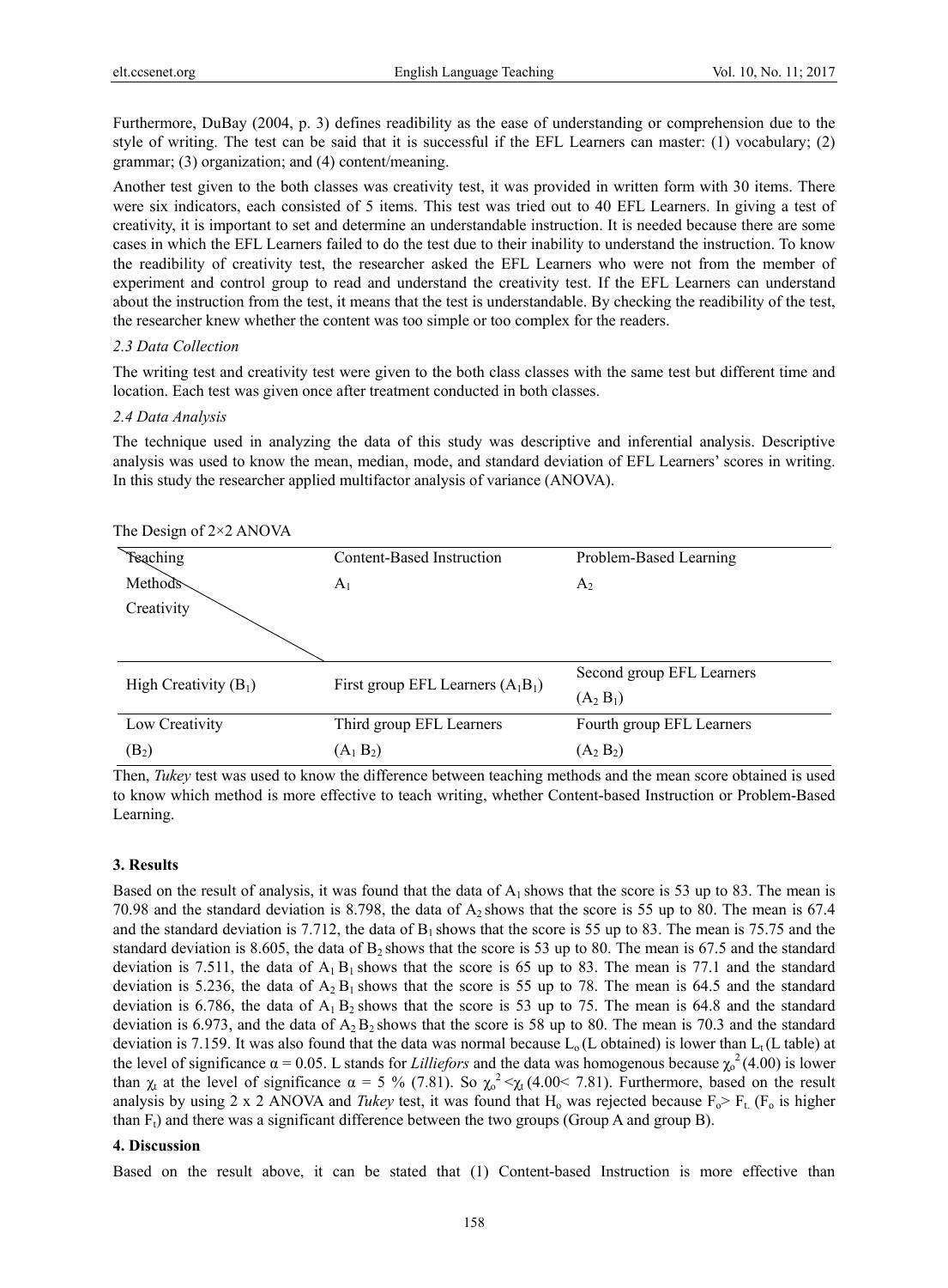Furthermore, DuBay (2004, p. 3) defines readibility as the ease of understanding or comprehension due to the style of writing. The test can be said that it is successful if the EFL Learners can master: (1) vocabulary; (2) grammar; (3) organization; and (4) content/meaning.

Another test given to the both classes was creativity test, it was provided in written form with 30 items. There were six indicators, each consisted of 5 items. This test was tried out to 40 EFL Learners. In giving a test of creativity, it is important to set and determine an understandable instruction. It is needed because there are some cases in which the EFL Learners failed to do the test due to their inability to understand the instruction. To know the readibility of creativity test, the researcher asked the EFL Learners who were not from the member of experiment and control group to read and understand the creativity test. If the EFL Learners can understand about the instruction from the test, it means that the test is understandable. By checking the readibility of the test, the researcher knew whether the content was too simple or too complex for the readers.

### 2.3 Data Collection

The writing test and creativity test were given to the both class classes with the same test but different time and location. Each test was given once after treatment conducted in both classes.

### 2.4 Data Analysis

The technique used in analyzing the data of this study was descriptive and inferential analysis. Descriptive analysis was used to know the mean, median, mode, and standard deviation of EFL Learners' scores in writing. In this study the researcher applied multifactor analysis of variance (ANOVA).

The Design of 2×2 ANOVA

| Teaching Methods / Creativity | Content-Based Instruction $A_1$ | Problem-Based Learning $A_2$ |
|---|---|---|
| High Creativity ($B_1$) | First group EFL Learners ($A_1B_1$) | Second group EFL Learners ($A_2B_1$) |
| Low Creativity ($B_2$) | Third group EFL Learners ($A_1B_2$) | Fourth group EFL Learners ($A_2B_2$) |

Then, *Tukey* test was used to know the difference between teaching methods and the mean score obtained is used to know which method is more effective to teach writing, whether Content-based Instruction or Problem-Based Learning.

## 3. Results

Based on the result of analysis, it was found that the data of $A_1$ shows that the score is 53 up to 83. The mean is 70.98 and the standard deviation is 8.798, the data of $A_2$ shows that the score is 55 up to 80. The mean is 67.4 and the standard deviation is 7.712, the data of $B_1$ shows that the score is 55 up to 83. The mean is 75.75 and the standard deviation is 8.605, the data of $B_2$ shows that the score is 53 up to 80. The mean is 67.5 and the standard deviation is 7.511, the data of $A_1B_1$ shows that the score is 65 up to 83. The mean is 77.1 and the standard deviation is 5.236, the data of $A_2B_1$ shows that the score is 55 up to 78. The mean is 64.5 and the standard deviation is 6.786, the data of $A_1B_2$ shows that the score is 53 up to 75. The mean is 64.8 and the standard deviation is 6.973, and the data of $A_2B_2$ shows that the score is 58 up to 80. The mean is 70.3 and the standard deviation is 7.159. It was also found that the data was normal because $L_o$ (L obtained) is lower than $L_t$ (L table) at the level of significance $\alpha = 0.05$. L stands for *Lilliefors* and the data was homogenous because $\chi_o^2$ (4.00) is lower than $\chi_t$ at the level of significance $\alpha = 5\ \%$ (7.81). So $\chi_o^2 < \chi_t$ (4.00< 7.81). Furthermore, based on the result analysis by using 2 x 2 ANOVA and *Tukey* test, it was found that $H_o$ was rejected because $F_o > F_t$ ($F_o$ is higher than $F_t$) and there was a significant difference between the two groups (Group A and group B).

## 4. Discussion

Based on the result above, it can be stated that (1) Content-based Instruction is more effective than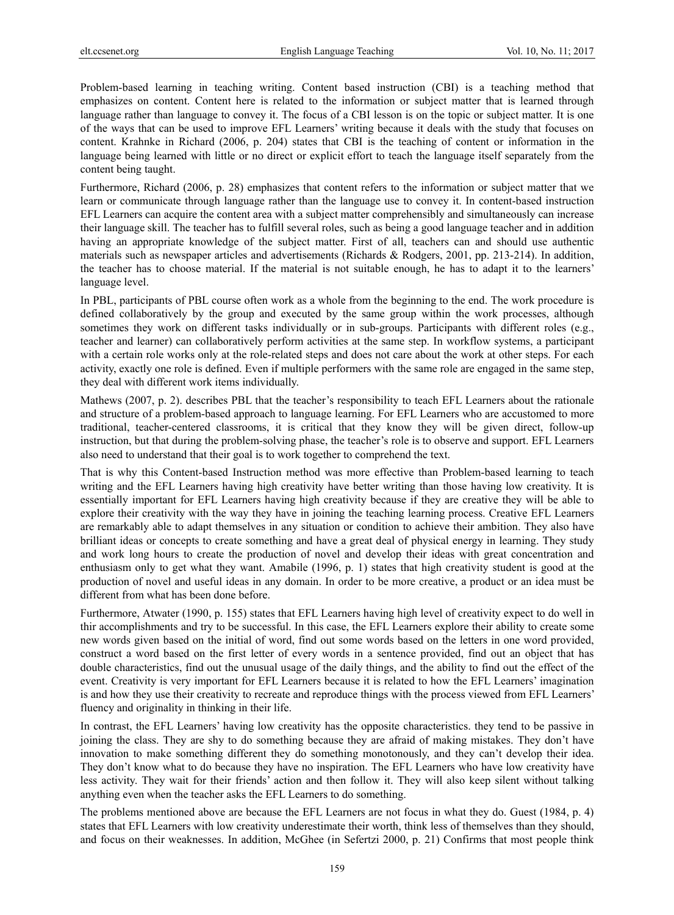Problem-based learning in teaching writing. Content based instruction (CBI) is a teaching method that emphasizes on content. Content here is related to the information or subject matter that is learned through language rather than language to convey it. The focus of a CBI lesson is on the topic or subject matter. It is one of the ways that can be used to improve EFL Learners' writing because it deals with the study that focuses on content. Krahnke in Richard (2006, p. 204) states that CBI is the teaching of content or information in the language being learned with little or no direct or explicit effort to teach the language itself separately from the content being taught.

Furthermore, Richard (2006, p. 28) emphasizes that content refers to the information or subject matter that we learn or communicate through language rather than the language use to convey it. In content-based instruction EFL Learners can acquire the content area with a subject matter comprehensibly and simultaneously can increase their language skill. The teacher has to fulfill several roles, such as being a good language teacher and in addition having an appropriate knowledge of the subject matter. First of all, teachers can and should use authentic materials such as newspaper articles and advertisements (Richards & Rodgers, 2001, pp. 213-214). In addition, the teacher has to choose material. If the material is not suitable enough, he has to adapt it to the learners' language level.

In PBL, participants of PBL course often work as a whole from the beginning to the end. The work procedure is defined collaboratively by the group and executed by the same group within the work processes, although sometimes they work on different tasks individually or in sub-groups. Participants with different roles (e.g., teacher and learner) can collaboratively perform activities at the same step. In workflow systems, a participant with a certain role works only at the role-related steps and does not care about the work at other steps. For each activity, exactly one role is defined. Even if multiple performers with the same role are engaged in the same step, they deal with different work items individually.

Mathews (2007, p. 2). describes PBL that the teacher's responsibility to teach EFL Learners about the rationale and structure of a problem-based approach to language learning. For EFL Learners who are accustomed to more traditional, teacher-centered classrooms, it is critical that they know they will be given direct, follow-up instruction, but that during the problem-solving phase, the teacher's role is to observe and support. EFL Learners also need to understand that their goal is to work together to comprehend the text.

That is why this Content-based Instruction method was more effective than Problem-based learning to teach writing and the EFL Learners having high creativity have better writing than those having low creativity. It is essentially important for EFL Learners having high creativity because if they are creative they will be able to explore their creativity with the way they have in joining the teaching learning process. Creative EFL Learners are remarkably able to adapt themselves in any situation or condition to achieve their ambition. They also have brilliant ideas or concepts to create something and have a great deal of physical energy in learning. They study and work long hours to create the production of novel and develop their ideas with great concentration and enthusiasm only to get what they want. Amabile (1996, p. 1) states that high creativity student is good at the production of novel and useful ideas in any domain. In order to be more creative, a product or an idea must be different from what has been done before.

Furthermore, Atwater (1990, p. 155) states that EFL Learners having high level of creativity expect to do well in thir accomplishments and try to be successful. In this case, the EFL Learners explore their ability to create some new words given based on the initial of word, find out some words based on the letters in one word provided, construct a word based on the first letter of every words in a sentence provided, find out an object that has double characteristics, find out the unusual usage of the daily things, and the ability to find out the effect of the event. Creativity is very important for EFL Learners because it is related to how the EFL Learners' imagination is and how they use their creativity to recreate and reproduce things with the process viewed from EFL Learners' fluency and originality in thinking in their life.

In contrast, the EFL Learners' having low creativity has the opposite characteristics. they tend to be passive in joining the class. They are shy to do something because they are afraid of making mistakes. They don't have innovation to make something different they do something monotonously, and they can't develop their idea. They don't know what to do because they have no inspiration. The EFL Learners who have low creativity have less activity. They wait for their friends' action and then follow it. They will also keep silent without talking anything even when the teacher asks the EFL Learners to do something.

The problems mentioned above are because the EFL Learners are not focus in what they do. Guest (1984, p. 4) states that EFL Learners with low creativity underestimate their worth, think less of themselves than they should, and focus on their weaknesses. In addition, McGhee (in Sefertzi 2000, p. 21) Confirms that most people think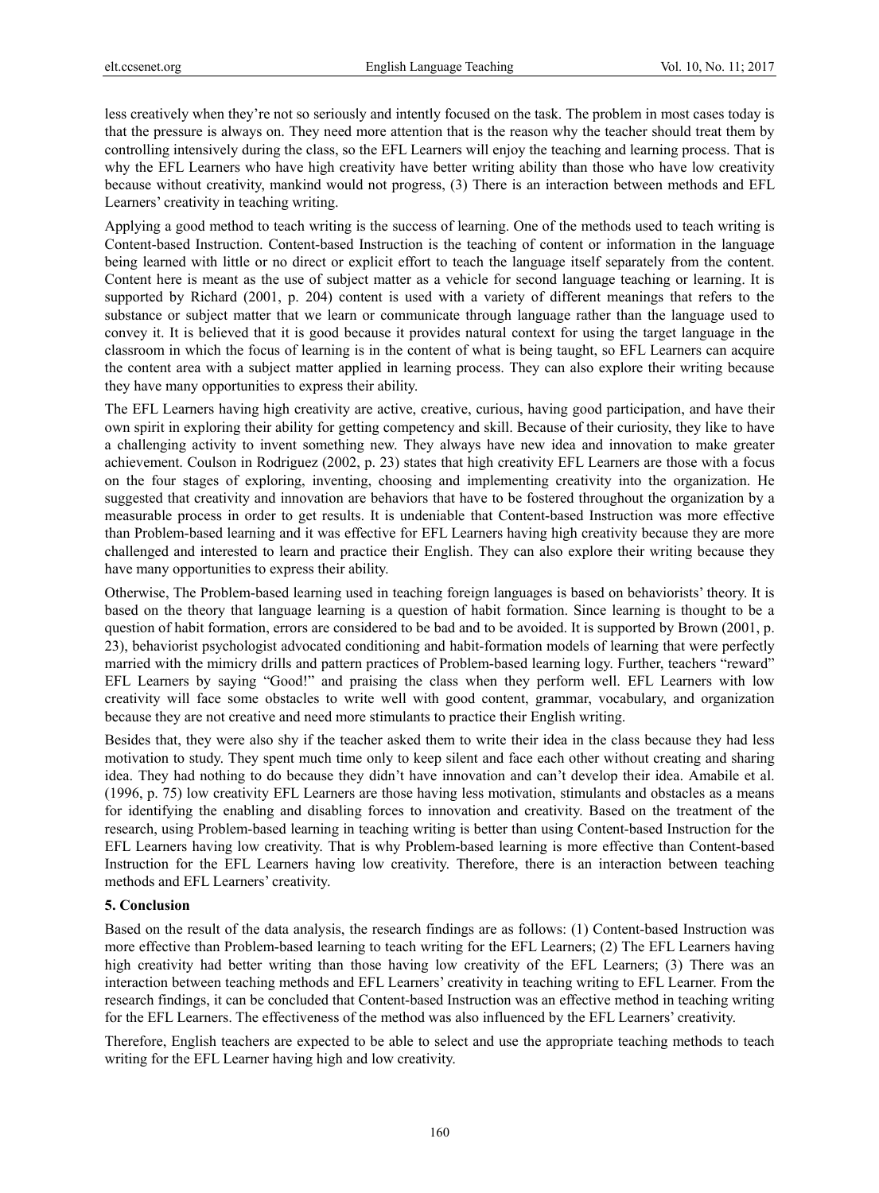less creatively when they're not so seriously and intently focused on the task. The problem in most cases today is that the pressure is always on. They need more attention that is the reason why the teacher should treat them by controlling intensively during the class, so the EFL Learners will enjoy the teaching and learning process. That is why the EFL Learners who have high creativity have better writing ability than those who have low creativity because without creativity, mankind would not progress, (3) There is an interaction between methods and EFL Learners' creativity in teaching writing.

Applying a good method to teach writing is the success of learning. One of the methods used to teach writing is Content-based Instruction. Content-based Instruction is the teaching of content or information in the language being learned with little or no direct or explicit effort to teach the language itself separately from the content. Content here is meant as the use of subject matter as a vehicle for second language teaching or learning. It is supported by Richard (2001, p. 204) content is used with a variety of different meanings that refers to the substance or subject matter that we learn or communicate through language rather than the language used to convey it. It is believed that it is good because it provides natural context for using the target language in the classroom in which the focus of learning is in the content of what is being taught, so EFL Learners can acquire the content area with a subject matter applied in learning process. They can also explore their writing because they have many opportunities to express their ability.

The EFL Learners having high creativity are active, creative, curious, having good participation, and have their own spirit in exploring their ability for getting competency and skill. Because of their curiosity, they like to have a challenging activity to invent something new. They always have new idea and innovation to make greater achievement. Coulson in Rodriguez (2002, p. 23) states that high creativity EFL Learners are those with a focus on the four stages of exploring, inventing, choosing and implementing creativity into the organization. He suggested that creativity and innovation are behaviors that have to be fostered throughout the organization by a measurable process in order to get results. It is undeniable that Content-based Instruction was more effective than Problem-based learning and it was effective for EFL Learners having high creativity because they are more challenged and interested to learn and practice their English. They can also explore their writing because they have many opportunities to express their ability.

Otherwise, The Problem-based learning used in teaching foreign languages is based on behaviorists' theory. It is based on the theory that language learning is a question of habit formation. Since learning is thought to be a question of habit formation, errors are considered to be bad and to be avoided. It is supported by Brown (2001, p. 23), behaviorist psychologist advocated conditioning and habit-formation models of learning that were perfectly married with the mimicry drills and pattern practices of Problem-based learning logy. Further, teachers "reward" EFL Learners by saying "Good!" and praising the class when they perform well. EFL Learners with low creativity will face some obstacles to write well with good content, grammar, vocabulary, and organization because they are not creative and need more stimulants to practice their English writing.

Besides that, they were also shy if the teacher asked them to write their idea in the class because they had less motivation to study. They spent much time only to keep silent and face each other without creating and sharing idea. They had nothing to do because they didn't have innovation and can't develop their idea. Amabile et al. (1996, p. 75) low creativity EFL Learners are those having less motivation, stimulants and obstacles as a means for identifying the enabling and disabling forces to innovation and creativity. Based on the treatment of the research, using Problem-based learning in teaching writing is better than using Content-based Instruction for the EFL Learners having low creativity. That is why Problem-based learning is more effective than Content-based Instruction for the EFL Learners having low creativity. Therefore, there is an interaction between teaching methods and EFL Learners' creativity.

## 5. Conclusion

Based on the result of the data analysis, the research findings are as follows: (1) Content-based Instruction was more effective than Problem-based learning to teach writing for the EFL Learners; (2) The EFL Learners having high creativity had better writing than those having low creativity of the EFL Learners; (3) There was an interaction between teaching methods and EFL Learners' creativity in teaching writing to EFL Learner. From the research findings, it can be concluded that Content-based Instruction was an effective method in teaching writing for the EFL Learners. The effectiveness of the method was also influenced by the EFL Learners' creativity.

Therefore, English teachers are expected to be able to select and use the appropriate teaching methods to teach writing for the EFL Learner having high and low creativity.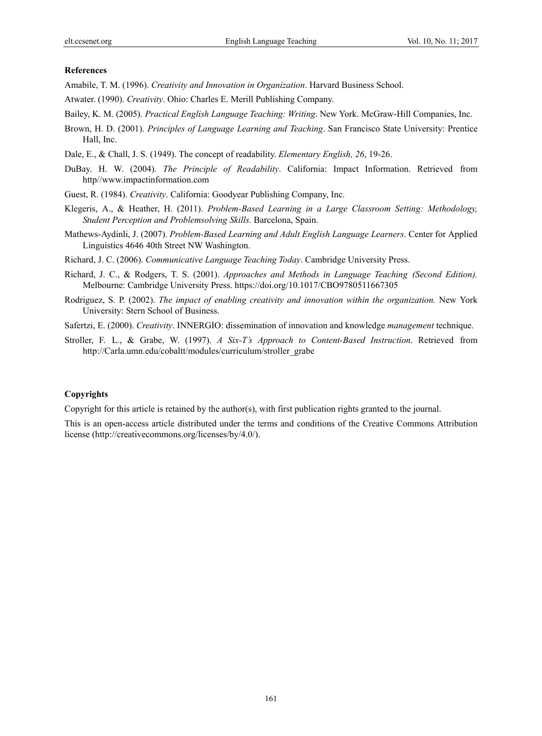**References**

Amabile, T. M. (1996). *Creativity and Innovation in Organization*. Harvard Business School.

Atwater. (1990). *Creativity*. Ohio: Charles E. Merill Publishing Company.

Bailey, K. M. (2005). *Practical English Language Teaching: Writing*. New York. McGraw-Hill Companies, Inc.

Brown, H. D. (2001). *Principles of Language Learning and Teaching*. San Francisco State University: Prentice Hall, Inc.

Dale, E., & Chall, J. S. (1949). The concept of readability. *Elementary English, 26*, 19-26.

DuBay. H. W. (2004). *The Principle of Readability*. California: Impact Information. Retrieved from http//www.impactinformation.com

Guest, R. (1984). *Creativity*. California: Goodyear Publishing Company, Inc.

Klegeris, A., & Heather, H. (2011). *Problem-Based Learning in a Large Classroom Setting: Methodology, Student Perception and Problemsolving Skills.* Barcelona, Spain.

Mathews-Aydinli, J. (2007). *Problem-Based Learning and Adult English Language Learners*. Center for Applied Linguistics 4646 40th Street NW Washington.

Richard, J. C. (2006). *Communicative Language Teaching Today*. Cambridge University Press.

Richard, J. C., & Rodgers, T. S. (2001). *Approaches and Methods in Language Teaching (Second Edition).* Melbourne: Cambridge University Press. https://doi.org/10.1017/CBO9780511667305

Rodriguez, S. P. (2002). *The impact of enabling creativity and innovation within the organization.* New York University: Stern School of Business.

Safertzi, E. (2000). *Creativity*. INNERGIO: dissemination of innovation and knowledge *management* technique.

Stroller, F. L., & Grabe, W. (1997). *A Six-T's Approach to Content-Based Instruction*. Retrieved from http://Carla.umn.edu/cobaltt/modules/curriculum/stroller_grabe

**Copyrights**

Copyright for this article is retained by the author(s), with first publication rights granted to the journal.

This is an open-access article distributed under the terms and conditions of the Creative Commons Attribution license (http://creativecommons.org/licenses/by/4.0/).